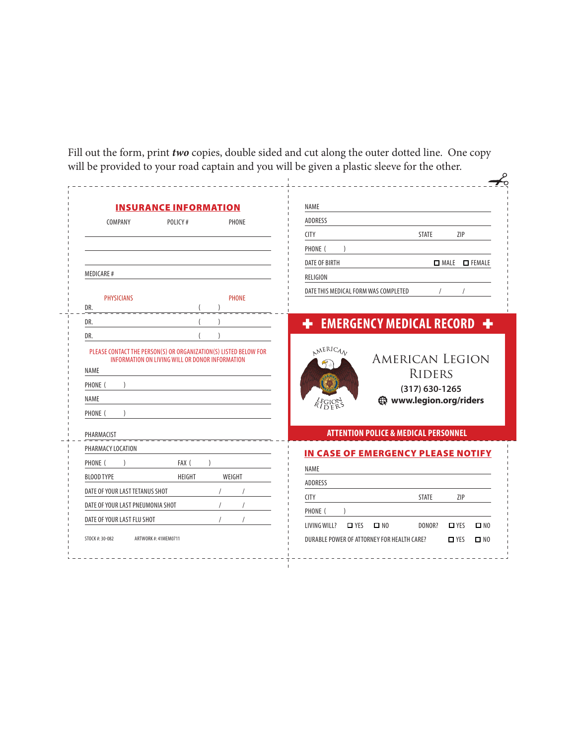Fill out the form, print ***two*** copies, double sided and cut along the outer dotted line. One copy will be provided to your road captain and you will be given a plastic sleeve for the other.

## INSURANCE INFORMATION

| COMPANY | POLICY # | PHONE |
| --- | --- | --- |
| | | |
| | | |
| | | |

MEDICARE # ____________________

| PHYSICIANS | PHONE |
| --- | --- |
| DR. | ( ) |
| DR. | ( ) |
| DR. | ( ) |

PLEASE CONTACT THE PERSON(S) OR ORGANIZATION(S) LISTED BELOW FOR INFORMATION ON LIVING WILL OR DONOR INFORMATION

NAME ____________________

PHONE ( ) ____________________

NAME ____________________

PHONE ( ) ____________________

PHARMACIST ____________________

PHARMACY LOCATION ____________________

PHONE ( ) FAX ( )

BLOOD TYPE HEIGHT WEIGHT

DATE OF YOUR LAST TETANUS SHOT / /

DATE OF YOUR LAST PNEUMONIA SHOT / /

DATE OF YOUR LAST FLU SHOT / /

STOCK #: 30-082 ARTWORK #: 41MEM0711

NAME ____________________

ADDRESS ____________________

CITY STATE ZIP

PHONE ( ) ____________________

DATE OF BIRTH ☐ MALE ☐ FEMALE

RELIGION ____________________

DATE THIS MEDICAL FORM WAS COMPLETED / /

## ✚ EMERGENCY MEDICAL RECORD ✚

AMERICAN LEGION RIDERS

American Legion Riders

(317) 630-1265

www.legion.org/riders

**ATTENTION POLICE & MEDICAL PERSONNEL**

## IN CASE OF EMERGENCY PLEASE NOTIFY

NAME ____________________

ADDRESS ____________________

CITY STATE ZIP

PHONE ( ) ____________________

LIVING WILL? ☐ YES ☐ NO DONOR? ☐ YES ☐ NO

DURABLE POWER OF ATTORNEY FOR HEALTH CARE? ☐ YES ☐ NO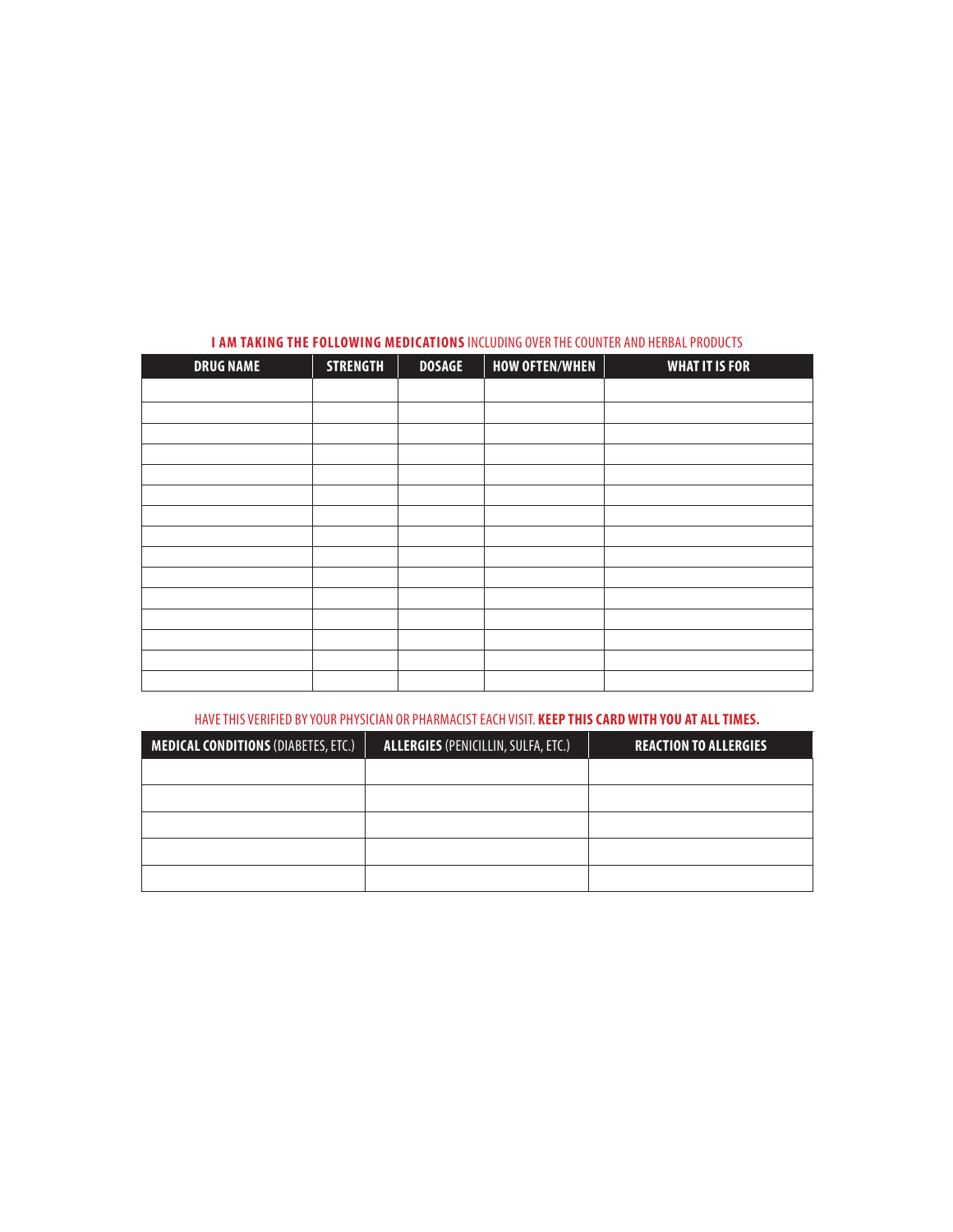**I AM TAKING THE FOLLOWING MEDICATIONS** INCLUDING OVER THE COUNTER AND HERBAL PRODUCTS

| DRUG NAME | STRENGTH | DOSAGE | HOW OFTEN/WHEN | WHAT IT IS FOR |
|---|---|---|---|---|
| | | | | |
| | | | | |
| | | | | |
| | | | | |
| | | | | |
| | | | | |
| | | | | |
| | | | | |
| | | | | |
| | | | | |
| | | | | |
| | | | | |
| | | | | |
| | | | | |
| | | | | |

HAVE THIS VERIFIED BY YOUR PHYSICIAN OR PHARMACIST EACH VISIT. **KEEP THIS CARD WITH YOU AT ALL TIMES.**

| **MEDICAL CONDITIONS** (DIABETES, ETC.) | **ALLERGIES** (PENICILLIN, SULFA, ETC.) | **REACTION TO ALLERGIES** |
|---|---|---|
| | | |
| | | |
| | | |
| | | |
| | | |